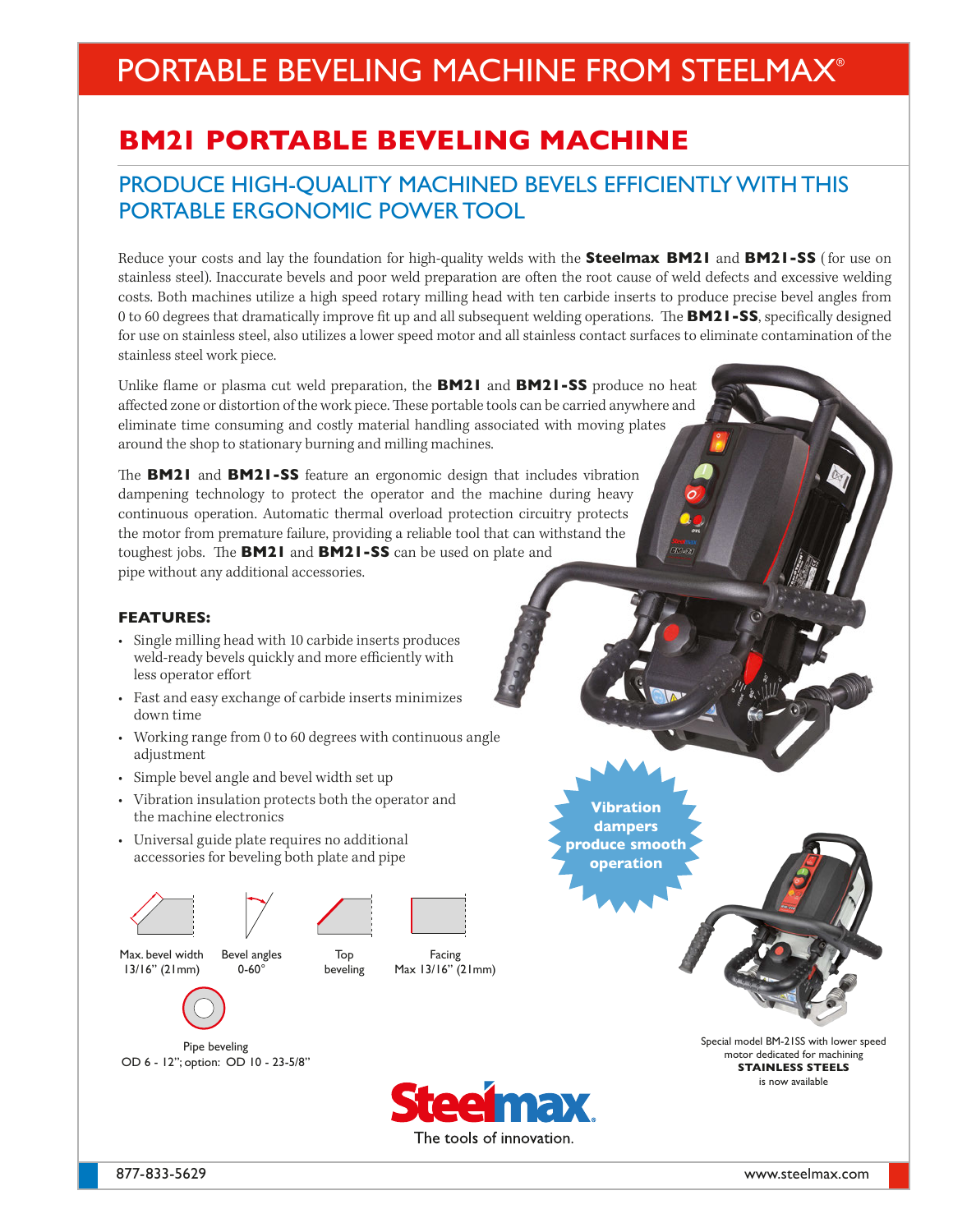# PORTABLE BEVELING MACHINE FROM STEELMAX®

## BM21 PORTABLE BEVELING MACHINE

### PRODUCE HIGH-QUALITY MACHINED BEVELS EFFICIENTLY WITH THIS PORTABLE ERGONOMIC POWER TOOL

Reduce your costs and lay the foundation for high-quality welds with the **Steelmax BM21** and **BM21-SS** (for use on stainless steel). Inaccurate bevels and poor weld preparation are often the root cause of weld defects and excessive welding costs. Both machines utilize a high speed rotary milling head with ten carbide inserts to produce precise bevel angles from 0 to 60 degrees that dramatically improve fit up and all subsequent welding operations. The **BM21-SS**, specifically designed for use on stainless steel, also utilizes a lower speed motor and all stainless contact surfaces to eliminate contamination of the stainless steel work piece.

Unlike flame or plasma cut weld preparation, the **BM21** and **BM21-SS** produce no heat affected zone or distortion of the work piece. These portable tools can be carried anywhere and eliminate time consuming and costly material handling associated with moving plates around the shop to stationary burning and milling machines.

The **BM21** and **BM21-SS** feature an ergonomic design that includes vibration dampening technology to protect the operator and the machine during heavy continuous operation. Automatic thermal overload protection circuitry protects the motor from premature failure, providing a reliable tool that can withstand the toughest jobs. The **BM21** and **BM21-SS** can be used on plate and pipe without any additional accessories.

**FEATURES:**

- Single milling head with 10 carbide inserts produces weld-ready bevels quickly and more efficiently with less operator effort
- Fast and easy exchange of carbide inserts minimizes down time
- Working range from 0 to 60 degrees with continuous angle adjustment
- Simple bevel angle and bevel width set up
- Vibration insulation protects both the operator and the machine electronics
- Universal guide plate requires no additional accessories for beveling both plate and pipe

**Vibration dampers produce smooth operation**

Max. bevel width 13/16" (21mm)

Bevel angles 0-60°

Top beveling

Facing Max 13/16" (21mm)

Pipe beveling OD 6 - 12"; option: OD 10 - 23-5/8"

Special model BM-21SS with lower speed motor dedicated for machining **STAINLESS STEELS** is now available

Steelmax. The tools of innovation.

877-833-5629

www.steelmax.com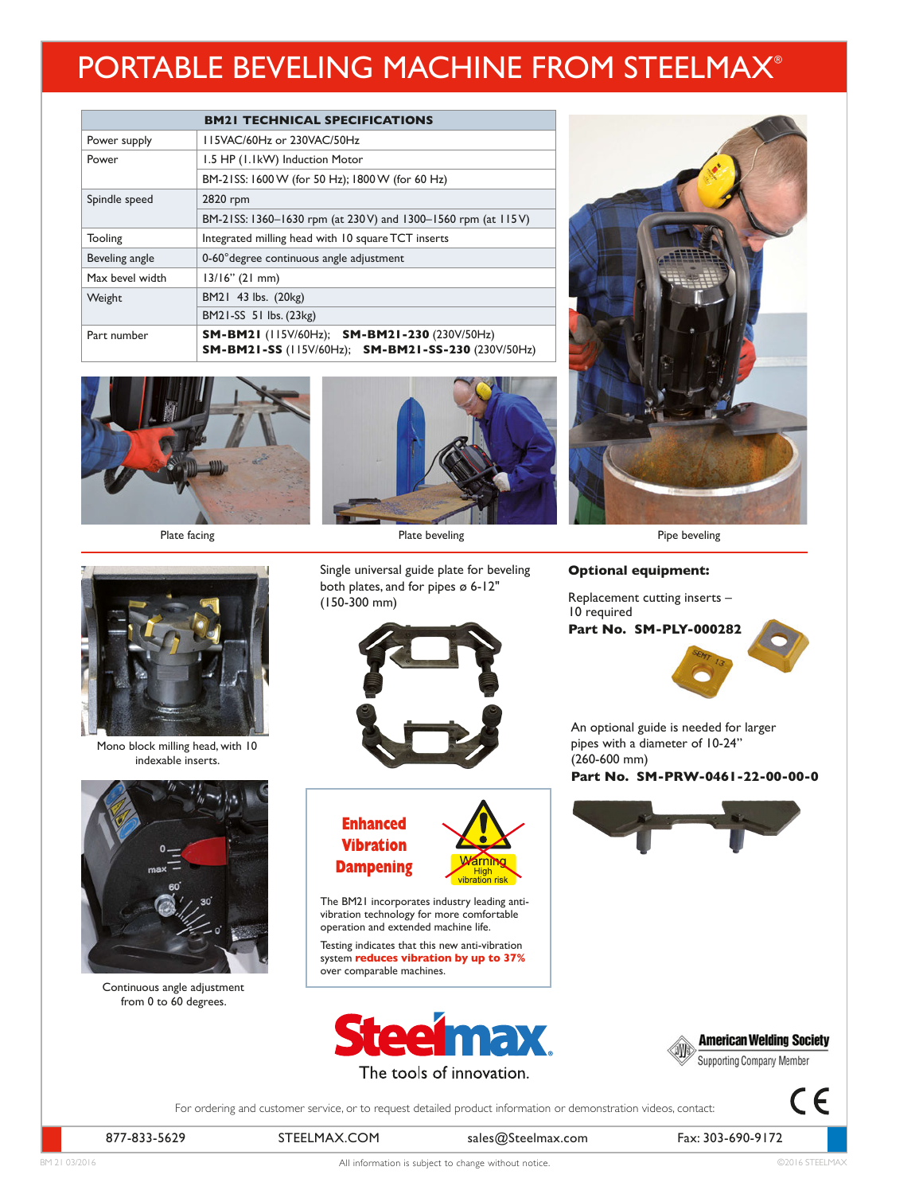# PORTABLE BEVELING MACHINE FROM STEELMAX®

| BM21 TECHNICAL SPECIFICATIONS | |
|---|---|
| Power supply | 115VAC/60Hz or 230VAC/50Hz |
| Power | 1.5 HP (1.1kW) Induction Motor |
| | BM-21SS: 1600 W (for 50 Hz); 1800 W (for 60 Hz) |
| Spindle speed | 2820 rpm |
| | BM-21SS: 1360–1630 rpm (at 230 V) and 1300–1560 rpm (at 115 V) |
| Tooling | Integrated milling head with 10 square TCT inserts |
| Beveling angle | 0-60°degree continuous angle adjustment |
| Max bevel width | 13/16" (21 mm) |
| Weight | BM21 43 lbs. (20kg) |
| | BM21-SS 51 lbs. (23kg) |
| Part number | **SM-BM21** (115V/60Hz); **SM-BM21-230** (230V/50Hz) **SM-BM21-SS** (115V/60Hz); **SM-BM21-SS-230** (230V/50Hz) |

Plate facing

Plate beveling

Pipe beveling

Mono block milling head, with 10 indexable inserts.

Continuous angle adjustment from 0 to 60 degrees.

Single universal guide plate for beveling both plates, and for pipes ø 6-12" (150-300 mm)

**Enhanced Vibration Dampening**

The BM21 incorporates industry leading anti-vibration technology for more comfortable operation and extended machine life.

Testing indicates that this new anti-vibration system **reduces vibration by up to 37%** over comparable machines.

**Optional equipment:**

Replacement cutting inserts – 10 required
**Part No. SM-PLY-000282**

An optional guide is needed for larger pipes with a diameter of 10-24" (260-600 mm)
**Part No. SM-PRW-0461-22-00-00-0**

Steelmax. The tools of innovation.

American Welding Society Supporting Company Member

For ordering and customer service, or to request detailed product information or demonstration videos, contact:

877-833-5629 | STEELMAX.COM | sales@Steelmax.com | Fax: 303-690-9172

BM 21 03/2016 — All information is subject to change without notice. — ©2016 STEELMAX